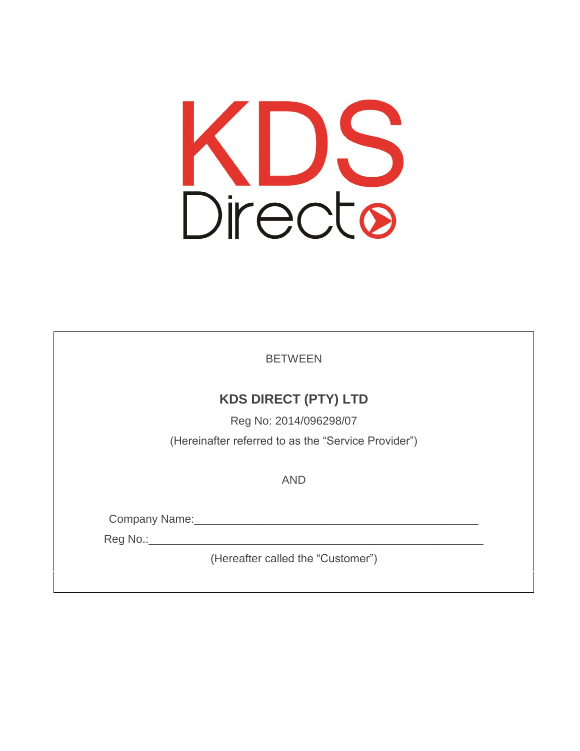KDS
Direct

BETWEEN

**KDS DIRECT (PTY) LTD**

Reg No: 2014/096298/07

(Hereinafter referred to as the "Service Provider")

AND

Company Name:_______________________________________________

Reg No.:_______________________________________________________

(Hereafter called the "Customer")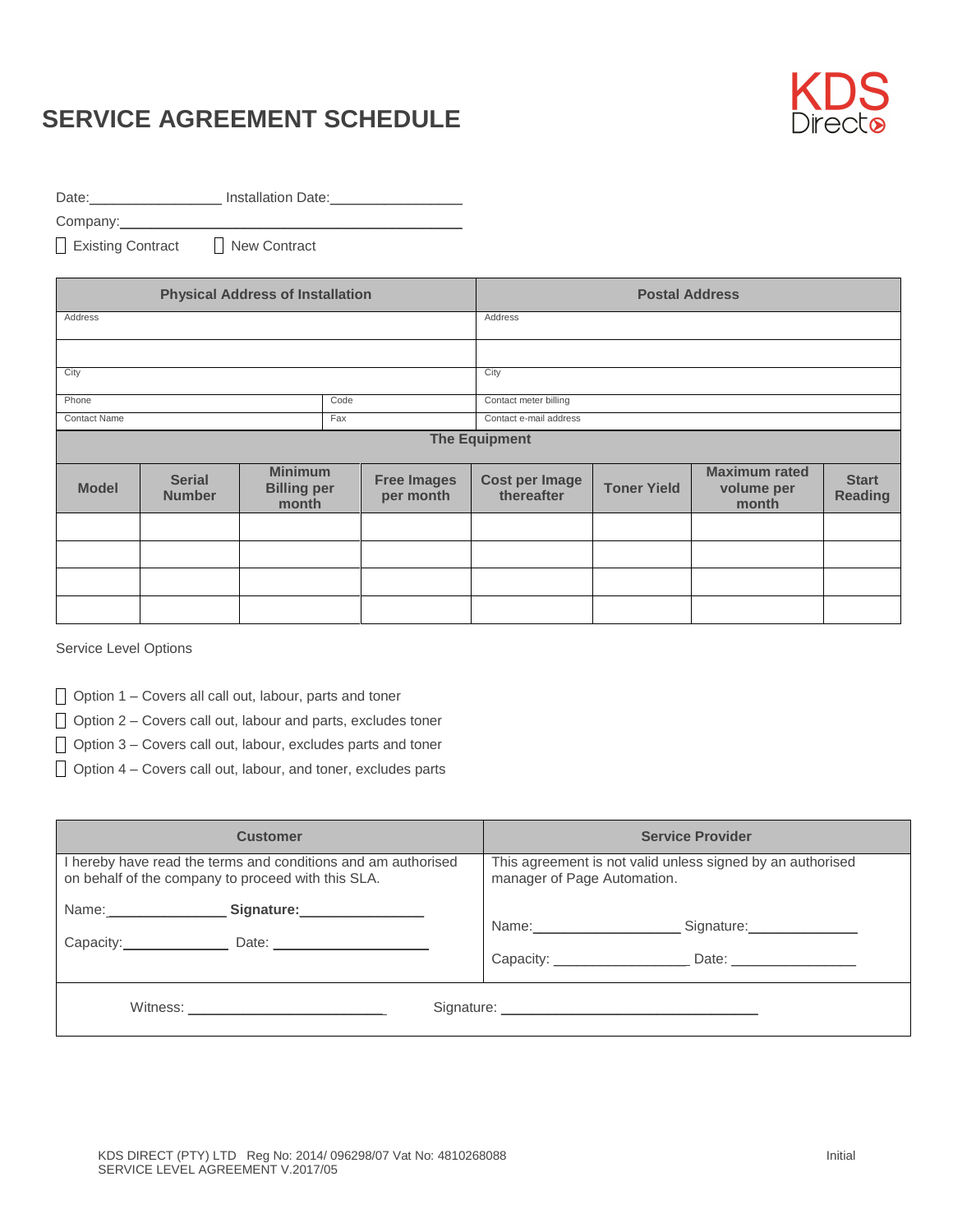# SERVICE AGREEMENT SCHEDULE

KDS Direct

Date:________________ Installation Date:________________

Company:_____________________________________________

☐ Existing Contract ☐ New Contract

| Physical Address of Installation | | Postal Address |
|---|---|---|
| Address | | Address |
| | | |
| City | | City |
| Phone | Code | Contact meter billing |
| Contact Name | Fax | Contact e-mail address |

**The Equipment**

| Model | Serial Number | Minimum Billing per month | Free Images per month | Cost per Image thereafter | Toner Yield | Maximum rated volume per month | Start Reading |
|---|---|---|---|---|---|---|---|
| | | | | | | | |
| | | | | | | | |
| | | | | | | | |
| | | | | | | | |

Service Level Options

- ☐ Option 1 – Covers all call out, labour, parts and toner
- ☐ Option 2 – Covers call out, labour and parts, excludes toner
- ☐ Option 3 – Covers call out, labour, excludes parts and toner
- ☐ Option 4 – Covers call out, labour, and toner, excludes parts

| Customer | Service Provider |
|---|---|
| I hereby have read the terms and conditions and am authorised on behalf of the company to proceed with this SLA.<br><br>Name:_______________ **Signature:**_______________<br><br>Capacity:_____________ Date: ___________________ | This agreement is not valid unless signed by an authorised manager of Page Automation.<br><br>Name:__________________ Signature:_____________<br><br>Capacity: ________________ Date: _______________ |

Witness: ________________________ Signature: ________________________________

KDS DIRECT (PTY) LTD Reg No: 2014/ 096298/07 Vat No: 4810268088
SERVICE LEVEL AGREEMENT V.2017/05

Initial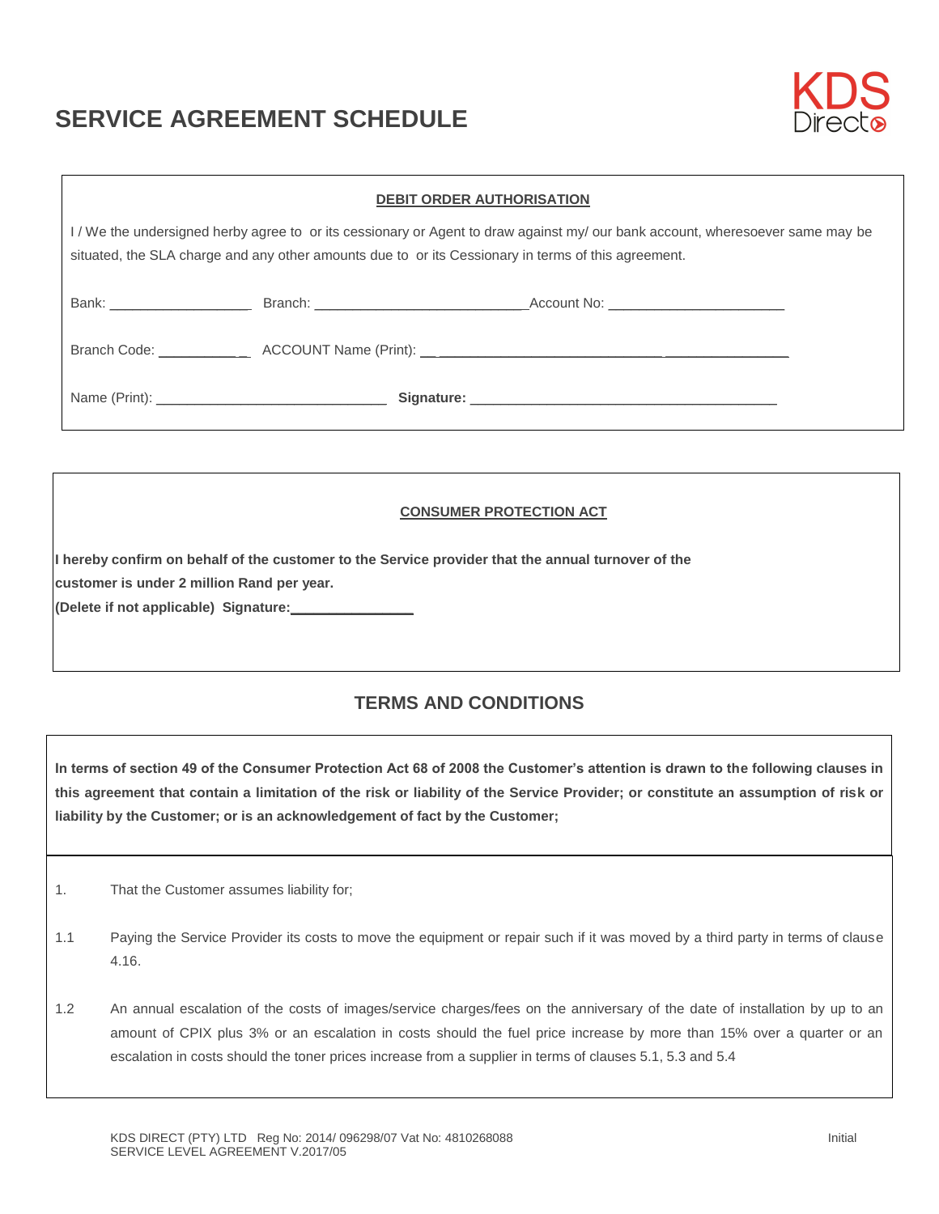# SERVICE AGREEMENT SCHEDULE

KDS Direct

**DEBIT ORDER AUTHORISATION**

I / We the undersigned herby agree to or its cessionary or Agent to draw against my/ our bank account, wheresoever same may be situated, the SLA charge and any other amounts due to or its Cessionary in terms of this agreement.

Bank: ___________________ Branch: ____________________________ Account No: _______________________

Branch Code: ___________ ACCOUNT Name (Print): _________________________________________________

Name (Print): ______________________________ **Signature:** ________________________________________

**CONSUMER PROTECTION ACT**

**I hereby confirm on behalf of the customer to the Service provider that the annual turnover of the customer is under 2 million Rand per year.**

**(Delete if not applicable) Signature:________________**

## TERMS AND CONDITIONS

**In terms of section 49 of the Consumer Protection Act 68 of 2008 the Customer's attention is drawn to the following clauses in this agreement that contain a limitation of the risk or liability of the Service Provider; or constitute an assumption of risk or liability by the Customer; or is an acknowledgement of fact by the Customer;**

1. That the Customer assumes liability for;

1.1 Paying the Service Provider its costs to move the equipment or repair such if it was moved by a third party in terms of clause 4.16.

1.2 An annual escalation of the costs of images/service charges/fees on the anniversary of the date of installation by up to an amount of CPIX plus 3% or an escalation in costs should the fuel price increase by more than 15% over a quarter or an escalation in costs should the toner prices increase from a supplier in terms of clauses 5.1, 5.3 and 5.4

KDS DIRECT (PTY) LTD Reg No: 2014/ 096298/07 Vat No: 4810268088
SERVICE LEVEL AGREEMENT V.2017/05

Initial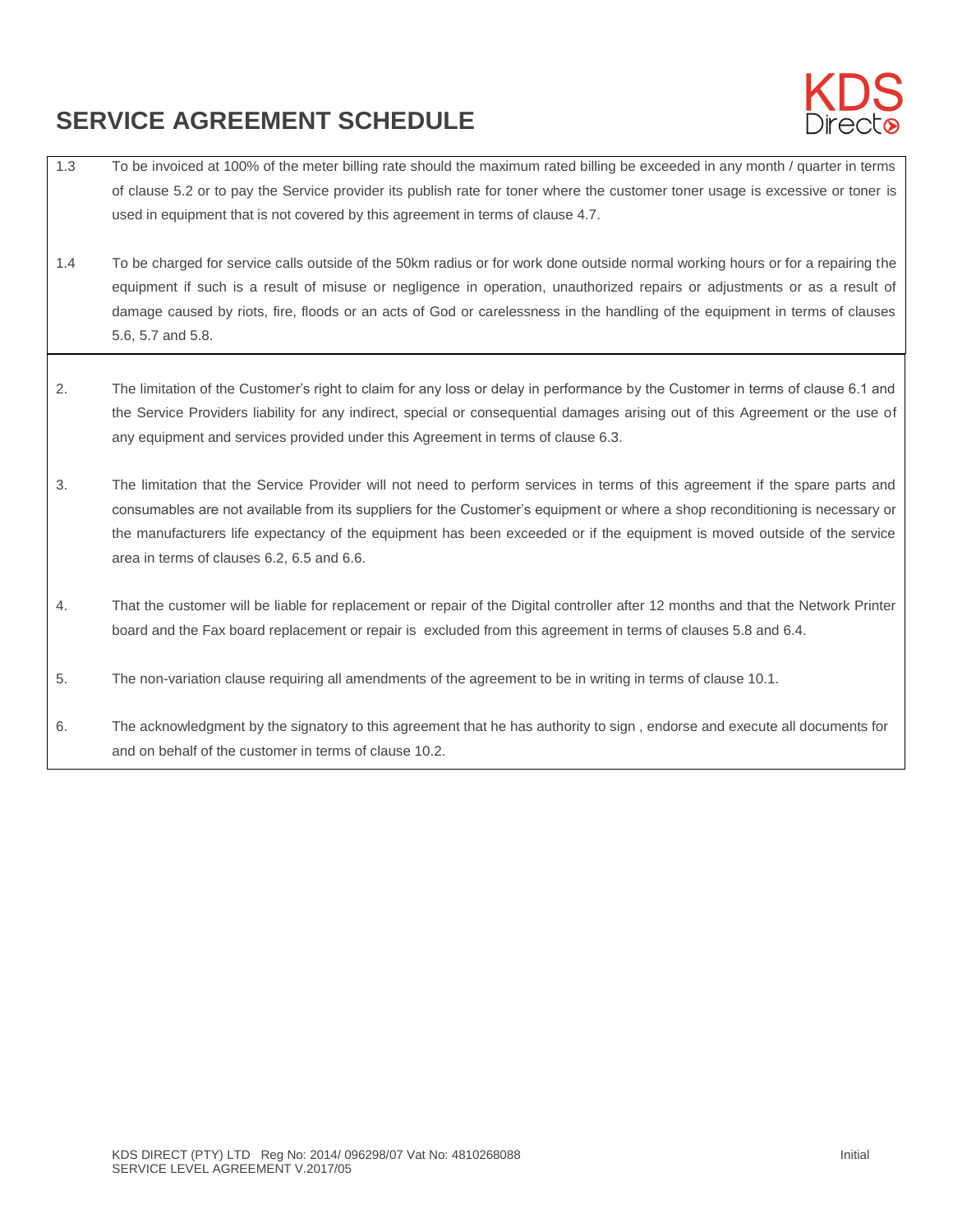## SERVICE AGREEMENT SCHEDULE

1.3 To be invoiced at 100% of the meter billing rate should the maximum rated billing be exceeded in any month / quarter in terms of clause 5.2 or to pay the Service provider its publish rate for toner where the customer toner usage is excessive or toner is used in equipment that is not covered by this agreement in terms of clause 4.7.

1.4 To be charged for service calls outside of the 50km radius or for work done outside normal working hours or for a repairing the equipment if such is a result of misuse or negligence in operation, unauthorized repairs or adjustments or as a result of damage caused by riots, fire, floods or an acts of God or carelessness in the handling of the equipment in terms of clauses 5.6, 5.7 and 5.8.

2. The limitation of the Customer's right to claim for any loss or delay in performance by the Customer in terms of clause 6.1 and the Service Providers liability for any indirect, special or consequential damages arising out of this Agreement or the use of any equipment and services provided under this Agreement in terms of clause 6.3.

3. The limitation that the Service Provider will not need to perform services in terms of this agreement if the spare parts and consumables are not available from its suppliers for the Customer's equipment or where a shop reconditioning is necessary or the manufacturers life expectancy of the equipment has been exceeded or if the equipment is moved outside of the service area in terms of clauses 6.2, 6.5 and 6.6.

4. That the customer will be liable for replacement or repair of the Digital controller after 12 months and that the Network Printer board and the Fax board replacement or repair is excluded from this agreement in terms of clauses 5.8 and 6.4.

5. The non-variation clause requiring all amendments of the agreement to be in writing in terms of clause 10.1.

6. The acknowledgment by the signatory to this agreement that he has authority to sign , endorse and execute all documents for and on behalf of the customer in terms of clause 10.2.

KDS DIRECT (PTY) LTD Reg No: 2014/ 096298/07 Vat No: 4810268088
SERVICE LEVEL AGREEMENT V.2017/05

Initial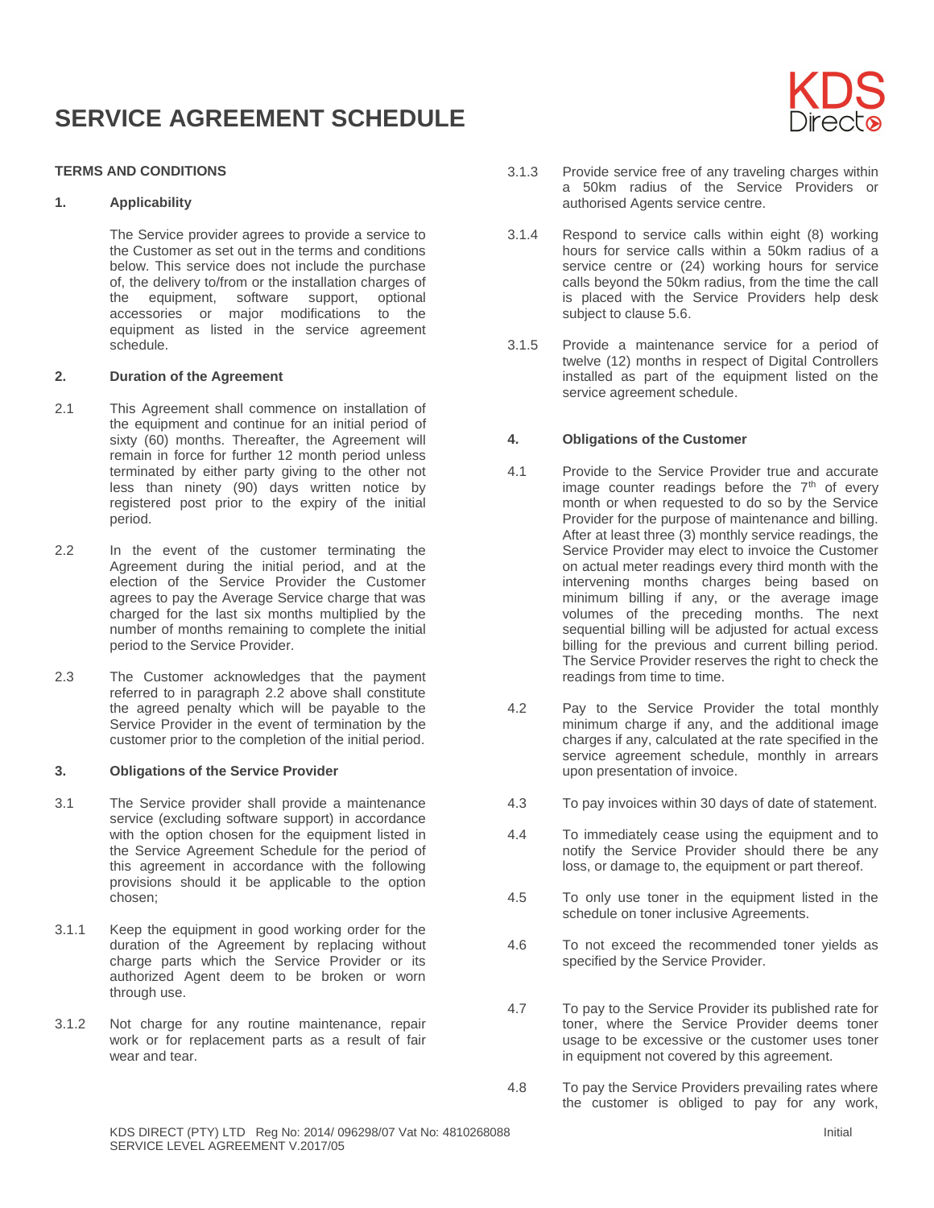# SERVICE AGREEMENT SCHEDULE

KDS Direct

**TERMS AND CONDITIONS**

**1. Applicability**

The Service provider agrees to provide a service to the Customer as set out in the terms and conditions below. This service does not include the purchase of, the delivery to/from or the installation charges of the equipment, software support, optional accessories or major modifications to the equipment as listed in the service agreement schedule.

**2. Duration of the Agreement**

2.1 This Agreement shall commence on installation of the equipment and continue for an initial period of sixty (60) months. Thereafter, the Agreement will remain in force for further 12 month period unless terminated by either party giving to the other not less than ninety (90) days written notice by registered post prior to the expiry of the initial period.

2.2 In the event of the customer terminating the Agreement during the initial period, and at the election of the Service Provider the Customer agrees to pay the Average Service charge that was charged for the last six months multiplied by the number of months remaining to complete the initial period to the Service Provider.

2.3 The Customer acknowledges that the payment referred to in paragraph 2.2 above shall constitute the agreed penalty which will be payable to the Service Provider in the event of termination by the customer prior to the completion of the initial period.

**3. Obligations of the Service Provider**

3.1 The Service provider shall provide a maintenance service (excluding software support) in accordance with the option chosen for the equipment listed in the Service Agreement Schedule for the period of this agreement in accordance with the following provisions should it be applicable to the option chosen;

3.1.1 Keep the equipment in good working order for the duration of the Agreement by replacing without charge parts which the Service Provider or its authorized Agent deem to be broken or worn through use.

3.1.2 Not charge for any routine maintenance, repair work or for replacement parts as a result of fair wear and tear.

3.1.3 Provide service free of any traveling charges within a 50km radius of the Service Providers or authorised Agents service centre.

3.1.4 Respond to service calls within eight (8) working hours for service calls within a 50km radius of a service centre or (24) working hours for service calls beyond the 50km radius, from the time the call is placed with the Service Providers help desk subject to clause 5.6.

3.1.5 Provide a maintenance service for a period of twelve (12) months in respect of Digital Controllers installed as part of the equipment listed on the service agreement schedule.

**4. Obligations of the Customer**

4.1 Provide to the Service Provider true and accurate image counter readings before the 7th of every month or when requested to do so by the Service Provider for the purpose of maintenance and billing. After at least three (3) monthly service readings, the Service Provider may elect to invoice the Customer on actual meter readings every third month with the intervening months charges being based on minimum billing if any, or the average image volumes of the preceding months. The next sequential billing will be adjusted for actual excess billing for the previous and current billing period. The Service Provider reserves the right to check the readings from time to time.

4.2 Pay to the Service Provider the total monthly minimum charge if any, and the additional image charges if any, calculated at the rate specified in the service agreement schedule, monthly in arrears upon presentation of invoice.

4.3 To pay invoices within 30 days of date of statement.

4.4 To immediately cease using the equipment and to notify the Service Provider should there be any loss, or damage to, the equipment or part thereof.

4.5 To only use toner in the equipment listed in the schedule on toner inclusive Agreements.

4.6 To not exceed the recommended toner yields as specified by the Service Provider.

4.7 To pay to the Service Provider its published rate for toner, where the Service Provider deems toner usage to be excessive or the customer uses toner in equipment not covered by this agreement.

4.8 To pay the Service Providers prevailing rates where the customer is obliged to pay for any work,

KDS DIRECT (PTY) LTD Reg No: 2014/ 096298/07 Vat No: 4810268088
SERVICE LEVEL AGREEMENT V.2017/05

Initial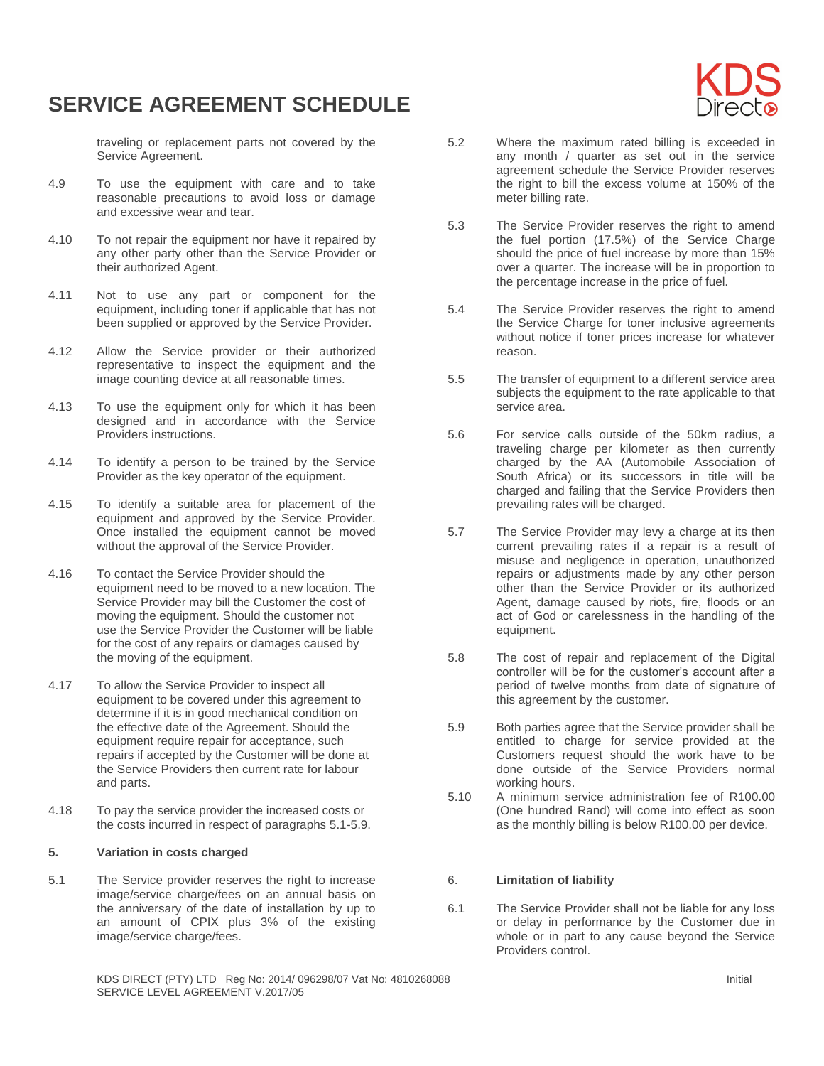traveling or replacement parts not covered by the Service Agreement.

4.9 To use the equipment with care and to take reasonable precautions to avoid loss or damage and excessive wear and tear.

4.10 To not repair the equipment nor have it repaired by any other party other than the Service Provider or their authorized Agent.

4.11 Not to use any part or component for the equipment, including toner if applicable that has not been supplied or approved by the Service Provider.

4.12 Allow the Service provider or their authorized representative to inspect the equipment and the image counting device at all reasonable times.

4.13 To use the equipment only for which it has been designed and in accordance with the Service Providers instructions.

4.14 To identify a person to be trained by the Service Provider as the key operator of the equipment.

4.15 To identify a suitable area for placement of the equipment and approved by the Service Provider. Once installed the equipment cannot be moved without the approval of the Service Provider.

4.16 To contact the Service Provider should the equipment need to be moved to a new location. The Service Provider may bill the Customer the cost of moving the equipment. Should the customer not use the Service Provider the Customer will be liable for the cost of any repairs or damages caused by the moving of the equipment.

4.17 To allow the Service Provider to inspect all equipment to be covered under this agreement to determine if it is in good mechanical condition on the effective date of the Agreement. Should the equipment require repair for acceptance, such repairs if accepted by the Customer will be done at the Service Providers then current rate for labour and parts.

4.18 To pay the service provider the increased costs or the costs incurred in respect of paragraphs 5.1-5.9.

**5. Variation in costs charged**

5.1 The Service provider reserves the right to increase image/service charge/fees on an annual basis on the anniversary of the date of installation by up to an amount of CPIX plus 3% of the existing image/service charge/fees.

5.2 Where the maximum rated billing is exceeded in any month / quarter as set out in the service agreement schedule the Service Provider reserves the right to bill the excess volume at 150% of the meter billing rate.

5.3 The Service Provider reserves the right to amend the fuel portion (17.5%) of the Service Charge should the price of fuel increase by more than 15% over a quarter. The increase will be in proportion to the percentage increase in the price of fuel.

5.4 The Service Provider reserves the right to amend the Service Charge for toner inclusive agreements without notice if toner prices increase for whatever reason.

5.5 The transfer of equipment to a different service area subjects the equipment to the rate applicable to that service area.

5.6 For service calls outside of the 50km radius, a traveling charge per kilometer as then currently charged by the AA (Automobile Association of South Africa) or its successors in title will be charged and failing that the Service Providers then prevailing rates will be charged.

5.7 The Service Provider may levy a charge at its then current prevailing rates if a repair is a result of misuse and negligence in operation, unauthorized repairs or adjustments made by any other person other than the Service Provider or its authorized Agent, damage caused by riots, fire, floods or an act of God or carelessness in the handling of the equipment.

5.8 The cost of repair and replacement of the Digital controller will be for the customer's account after a period of twelve months from date of signature of this agreement by the customer.

5.9 Both parties agree that the Service provider shall be entitled to charge for service provided at the Customers request should the work have to be done outside of the Service Providers normal working hours.

5.10 A minimum service administration fee of R100.00 (One hundred Rand) will come into effect as soon as the monthly billing is below R100.00 per device.

**6. Limitation of liability**

6.1 The Service Provider shall not be liable for any loss or delay in performance by the Customer due in whole or in part to any cause beyond the Service Providers control.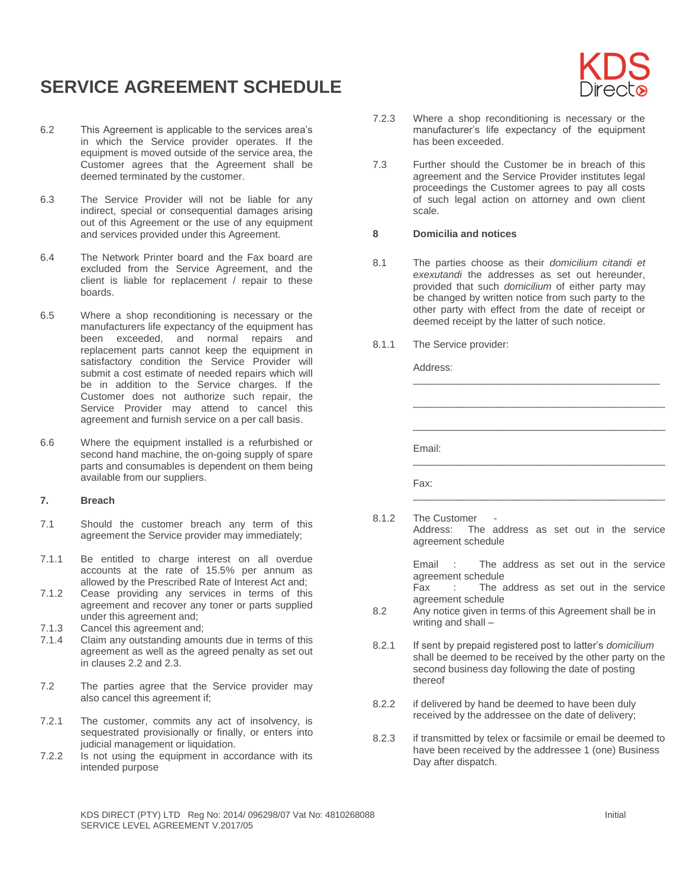# SERVICE AGREEMENT SCHEDULE

6.2 This Agreement is applicable to the services area's in which the Service provider operates. If the equipment is moved outside of the service area, the Customer agrees that the Agreement shall be deemed terminated by the customer.

6.3 The Service Provider will not be liable for any indirect, special or consequential damages arising out of this Agreement or the use of any equipment and services provided under this Agreement.

6.4 The Network Printer board and the Fax board are excluded from the Service Agreement, and the client is liable for replacement / repair to these boards.

6.5 Where a shop reconditioning is necessary or the manufacturers life expectancy of the equipment has been exceeded, and normal repairs and replacement parts cannot keep the equipment in satisfactory condition the Service Provider will submit a cost estimate of needed repairs which will be in addition to the Service charges. If the Customer does not authorize such repair, the Service Provider may attend to cancel this agreement and furnish service on a per call basis.

6.6 Where the equipment installed is a refurbished or second hand machine, the on-going supply of spare parts and consumables is dependent on them being available from our suppliers.

**7. Breach**

7.1 Should the customer breach any term of this agreement the Service provider may immediately;

7.1.1 Be entitled to charge interest on all overdue accounts at the rate of 15.5% per annum as allowed by the Prescribed Rate of Interest Act and;

7.1.2 Cease providing any services in terms of this agreement and recover any toner or parts supplied under this agreement and;

7.1.3 Cancel this agreement and;

7.1.4 Claim any outstanding amounts due in terms of this agreement as well as the agreed penalty as set out in clauses 2.2 and 2.3.

7.2 The parties agree that the Service provider may also cancel this agreement if;

7.2.1 The customer, commits any act of insolvency, is sequestrated provisionally or finally, or enters into judicial management or liquidation.

7.2.2 Is not using the equipment in accordance with its intended purpose

7.2.3 Where a shop reconditioning is necessary or the manufacturer's life expectancy of the equipment has been exceeded.

7.3 Further should the Customer be in breach of this agreement and the Service Provider institutes legal proceedings the Customer agrees to pay all costs of such legal action on attorney and own client scale.

**8 Domicilia and notices**

8.1 The parties choose as their *domicilium citandi et exexutandi* the addresses as set out hereunder, provided that such *domicilium* of either party may be changed by written notice from such party to the other party with effect from the date of receipt or deemed receipt by the latter of such notice.

8.1.1 The Service provider:

Address: ______________________________________________

______________________________________________

______________________________________________

Email: ______________________________________________

Fax: ______________________________________________

8.1.2 The Customer -
Address: The address as set out in the service agreement schedule

Email : The address as set out in the service agreement schedule
Fax : The address as set out in the service agreement schedule

8.2 Any notice given in terms of this Agreement shall be in writing and shall –

8.2.1 If sent by prepaid registered post to latter's *domicilium* shall be deemed to be received by the other party on the second business day following the date of posting thereof

8.2.2 if delivered by hand be deemed to have been duly received by the addressee on the date of delivery;

8.2.3 if transmitted by telex or facsimile or email be deemed to have been received by the addressee 1 (one) Business Day after dispatch.

KDS DIRECT (PTY) LTD Reg No: 2014/ 096298/07 Vat No: 4810268088
SERVICE LEVEL AGREEMENT V.2017/05

Initial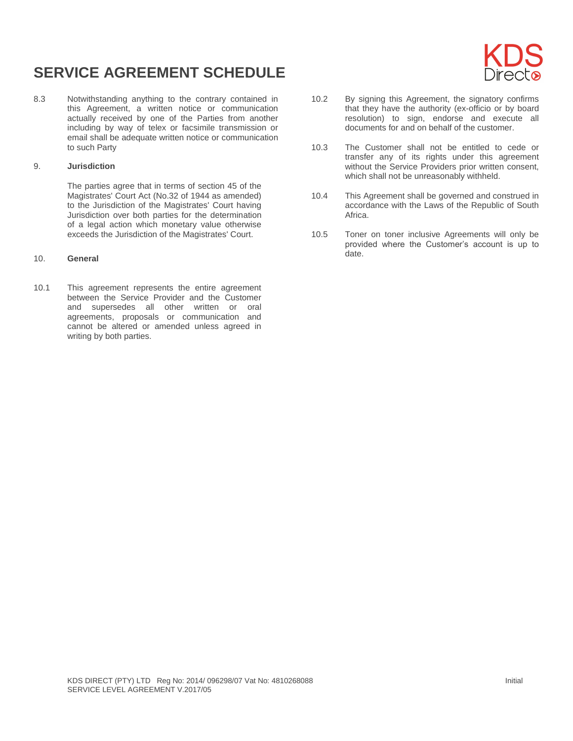# SERVICE AGREEMENT SCHEDULE

8.3 Notwithstanding anything to the contrary contained in this Agreement, a written notice or communication actually received by one of the Parties from another including by way of telex or facsimile transmission or email shall be adequate written notice or communication to such Party

9. **Jurisdiction**

The parties agree that in terms of section 45 of the Magistrates' Court Act (No.32 of 1944 as amended) to the Jurisdiction of the Magistrates' Court having Jurisdiction over both parties for the determination of a legal action which monetary value otherwise exceeds the Jurisdiction of the Magistrates' Court.

10. **General**

10.1 This agreement represents the entire agreement between the Service Provider and the Customer and supersedes all other written or oral agreements, proposals or communication and cannot be altered or amended unless agreed in writing by both parties.

10.2 By signing this Agreement, the signatory confirms that they have the authority (ex-officio or by board resolution) to sign, endorse and execute all documents for and on behalf of the customer.

10.3 The Customer shall not be entitled to cede or transfer any of its rights under this agreement without the Service Providers prior written consent, which shall not be unreasonably withheld.

10.4 This Agreement shall be governed and construed in accordance with the Laws of the Republic of South Africa.

10.5 Toner on toner inclusive Agreements will only be provided where the Customer's account is up to date.